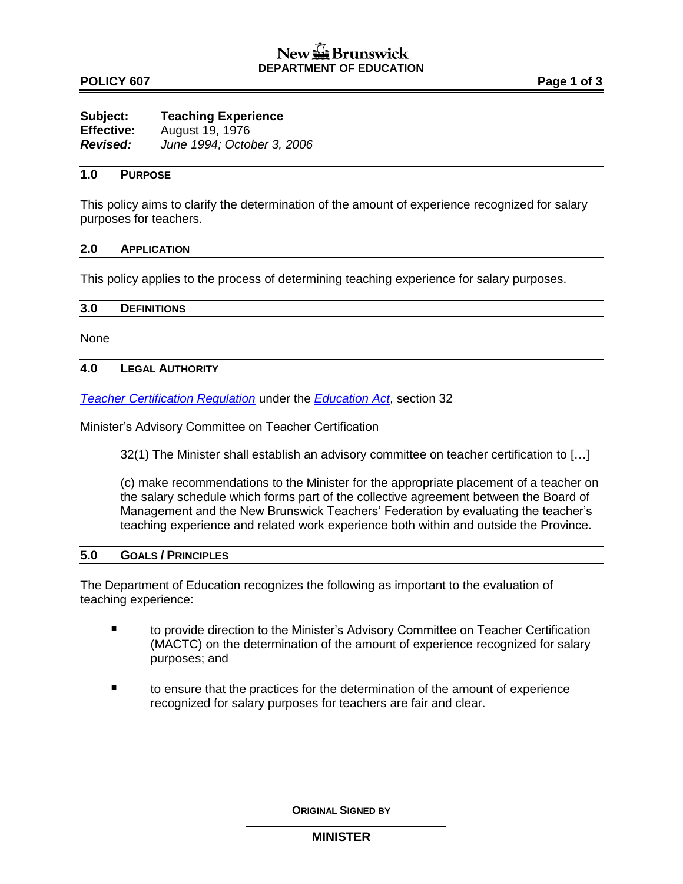New Brunswick
**DEPARTMENT OF EDUCATION**

**POLICY 607**

**Subject:** **Teaching Experience**
**Effective:** August 19, 1976
***Revised:*** *June 1994; October 3, 2006*

## 1.0 PURPOSE

This policy aims to clarify the determination of the amount of experience recognized for salary purposes for teachers.

## 2.0 APPLICATION

This policy applies to the process of determining teaching experience for salary purposes.

## 3.0 DEFINITIONS

None

## 4.0 LEGAL AUTHORITY

*Teacher Certification Regulation* under the *Education Act*, section 32

Minister's Advisory Committee on Teacher Certification

> 32(1) The Minister shall establish an advisory committee on teacher certification to […]
>
> (c) make recommendations to the Minister for the appropriate placement of a teacher on the salary schedule which forms part of the collective agreement between the Board of Management and the New Brunswick Teachers' Federation by evaluating the teacher's teaching experience and related work experience both within and outside the Province.

## 5.0 GOALS / PRINCIPLES

The Department of Education recognizes the following as important to the evaluation of teaching experience:

- to provide direction to the Minister's Advisory Committee on Teacher Certification (MACTC) on the determination of the amount of experience recognized for salary purposes; and
- to ensure that the practices for the determination of the amount of experience recognized for salary purposes for teachers are fair and clear.

**ORIGINAL SIGNED BY**

**MINISTER**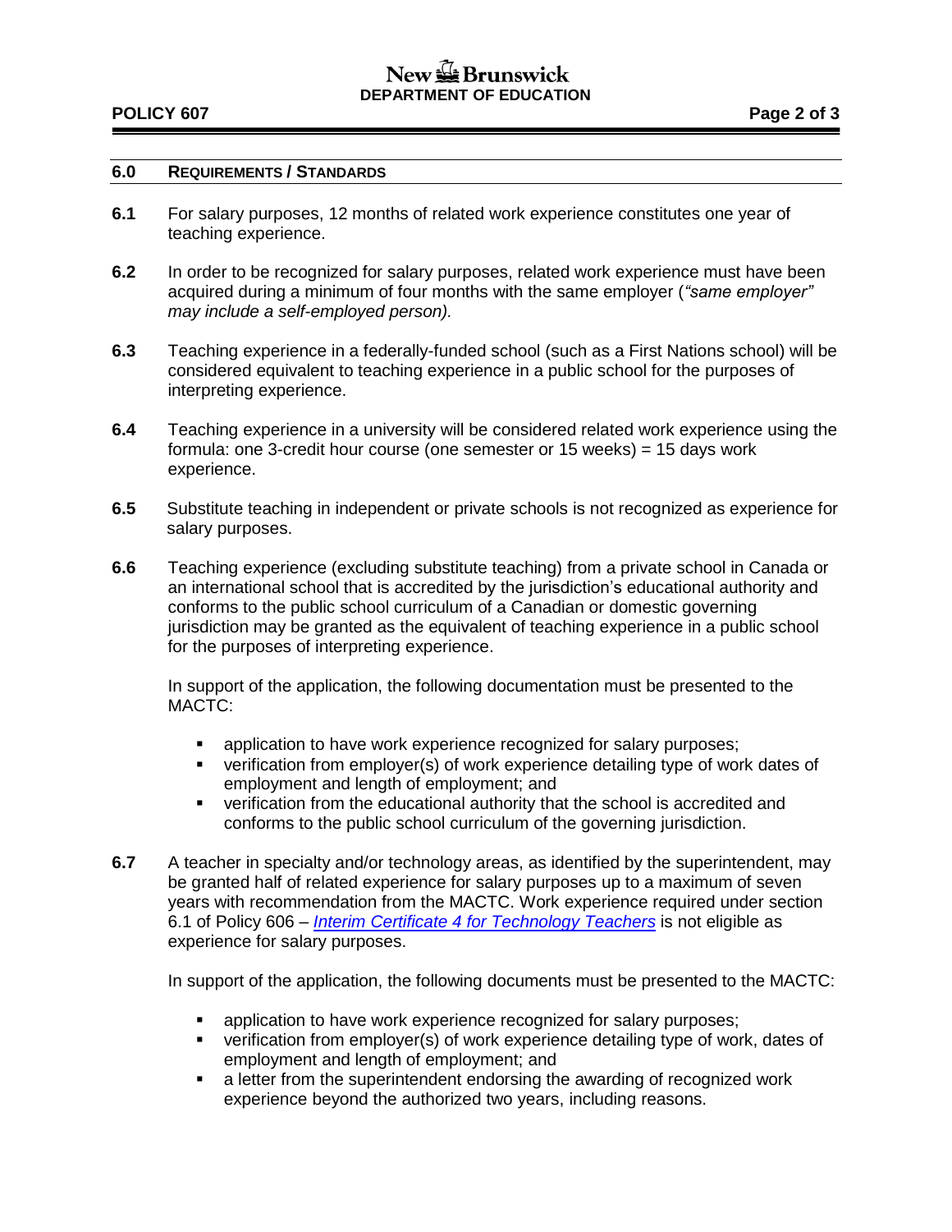## 6.0 REQUIREMENTS / STANDARDS

**6.1** For salary purposes, 12 months of related work experience constitutes one year of teaching experience.

**6.2** In order to be recognized for salary purposes, related work experience must have been acquired during a minimum of four months with the same employer (*"same employer" may include a self-employed person).*

**6.3** Teaching experience in a federally-funded school (such as a First Nations school) will be considered equivalent to teaching experience in a public school for the purposes of interpreting experience.

**6.4** Teaching experience in a university will be considered related work experience using the formula: one 3-credit hour course (one semester or 15 weeks) = 15 days work experience.

**6.5** Substitute teaching in independent or private schools is not recognized as experience for salary purposes.

**6.6** Teaching experience (excluding substitute teaching) from a private school in Canada or an international school that is accredited by the jurisdiction's educational authority and conforms to the public school curriculum of a Canadian or domestic governing jurisdiction may be granted as the equivalent of teaching experience in a public school for the purposes of interpreting experience.

In support of the application, the following documentation must be presented to the MACTC:

- application to have work experience recognized for salary purposes;
- verification from employer(s) of work experience detailing type of work dates of employment and length of employment; and
- verification from the educational authority that the school is accredited and conforms to the public school curriculum of the governing jurisdiction.

**6.7** A teacher in specialty and/or technology areas, as identified by the superintendent, may be granted half of related experience for salary purposes up to a maximum of seven years with recommendation from the MACTC. Work experience required under section 6.1 of Policy 606 – *Interim Certificate 4 for Technology Teachers* is not eligible as experience for salary purposes.

In support of the application, the following documents must be presented to the MACTC:

- application to have work experience recognized for salary purposes;
- verification from employer(s) of work experience detailing type of work, dates of employment and length of employment; and
- a letter from the superintendent endorsing the awarding of recognized work experience beyond the authorized two years, including reasons.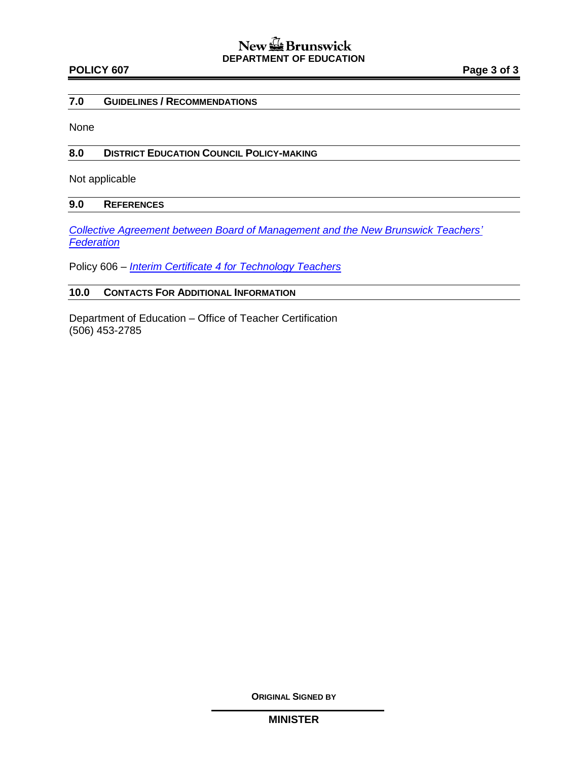## 7.0 GUIDELINES / RECOMMENDATIONS

None

## 8.0 DISTRICT EDUCATION COUNCIL POLICY-MAKING

Not applicable

## 9.0 REFERENCES

*Collective Agreement between Board of Management and the New Brunswick Teachers' Federation*

Policy 606 – *Interim Certificate 4 for Technology Teachers*

## 10.0 CONTACTS FOR ADDITIONAL INFORMATION

Department of Education – Office of Teacher Certification
(506) 453-2785

**ORIGINAL SIGNED BY**

**MINISTER**